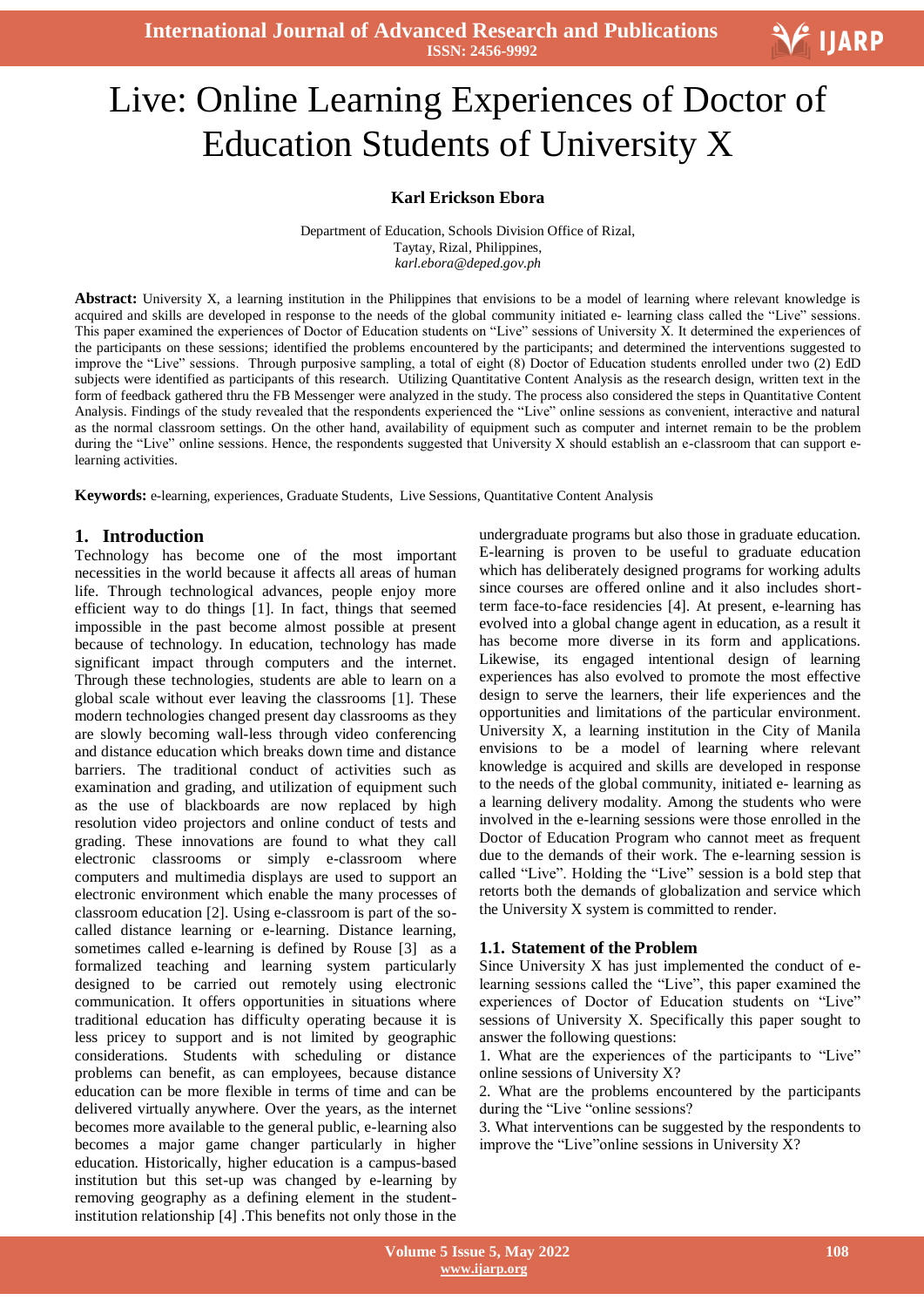# Live: Online Learning Experiences of Doctor of Education Students of University X

**Karl Erickson Ebora**

Department of Education, Schools Division Office of Rizal,
Taytay, Rizal, Philippines,
*karl.ebora@deped.gov.ph*

**Abstract:** University X, a learning institution in the Philippines that envisions to be a model of learning where relevant knowledge is acquired and skills are developed in response to the needs of the global community initiated e- learning class called the "Live" sessions. This paper examined the experiences of Doctor of Education students on "Live" sessions of University X. It determined the experiences of the participants on these sessions; identified the problems encountered by the participants; and determined the interventions suggested to improve the "Live" sessions. Through purposive sampling, a total of eight (8) Doctor of Education students enrolled under two (2) EdD subjects were identified as participants of this research. Utilizing Quantitative Content Analysis as the research design, written text in the form of feedback gathered thru the FB Messenger were analyzed in the study. The process also considered the steps in Quantitative Content Analysis. Findings of the study revealed that the respondents experienced the "Live" online sessions as convenient, interactive and natural as the normal classroom settings. On the other hand, availability of equipment such as computer and internet remain to be the problem during the "Live" online sessions. Hence, the respondents suggested that University X should establish an e-classroom that can support e-learning activities.

**Keywords:** e-learning, experiences, Graduate Students, Live Sessions, Quantitative Content Analysis

## 1. Introduction

Technology has become one of the most important necessities in the world because it affects all areas of human life. Through technological advances, people enjoy more efficient way to do things [1]. In fact, things that seemed impossible in the past become almost possible at present because of technology. In education, technology has made significant impact through computers and the internet. Through these technologies, students are able to learn on a global scale without ever leaving the classrooms [1]. These modern technologies changed present day classrooms as they are slowly becoming wall-less through video conferencing and distance education which breaks down time and distance barriers. The traditional conduct of activities such as examination and grading, and utilization of equipment such as the use of blackboards are now replaced by high resolution video projectors and online conduct of tests and grading. These innovations are found to what they call electronic classrooms or simply e-classroom where computers and multimedia displays are used to support an electronic environment which enable the many processes of classroom education [2]. Using e-classroom is part of the so-called distance learning or e-learning. Distance learning, sometimes called e-learning is defined by Rouse [3] as a formalized teaching and learning system particularly designed to be carried out remotely using electronic communication. It offers opportunities in situations where traditional education has difficulty operating because it is less pricey to support and is not limited by geographic considerations. Students with scheduling or distance problems can benefit, as can employees, because distance education can be more flexible in terms of time and can be delivered virtually anywhere. Over the years, as the internet becomes more available to the general public, e-learning also becomes a major game changer particularly in higher education. Historically, higher education is a campus-based institution but this set-up was changed by e-learning by removing geography as a defining element in the student-institution relationship [4] .This benefits not only those in the undergraduate programs but also those in graduate education. E-learning is proven to be useful to graduate education which has deliberately designed programs for working adults since courses are offered online and it also includes short-term face-to-face residencies [4]. At present, e-learning has evolved into a global change agent in education, as a result it has become more diverse in its form and applications. Likewise, its engaged intentional design of learning experiences has also evolved to promote the most effective design to serve the learners, their life experiences and the opportunities and limitations of the particular environment. University X, a learning institution in the City of Manila envisions to be a model of learning where relevant knowledge is acquired and skills are developed in response to the needs of the global community, initiated e- learning as a learning delivery modality. Among the students who were involved in the e-learning sessions were those enrolled in the Doctor of Education Program who cannot meet as frequent due to the demands of their work. The e-learning session is called "Live". Holding the "Live" session is a bold step that retorts both the demands of globalization and service which the University X system is committed to render.

### 1.1. Statement of the Problem

Since University X has just implemented the conduct of e-learning sessions called the "Live", this paper examined the experiences of Doctor of Education students on "Live" sessions of University X. Specifically this paper sought to answer the following questions:

1. What are the experiences of the participants to "Live" online sessions of University X?
2. What are the problems encountered by the participants during the "Live "online sessions?
3. What interventions can be suggested by the respondents to improve the "Live"online sessions in University X?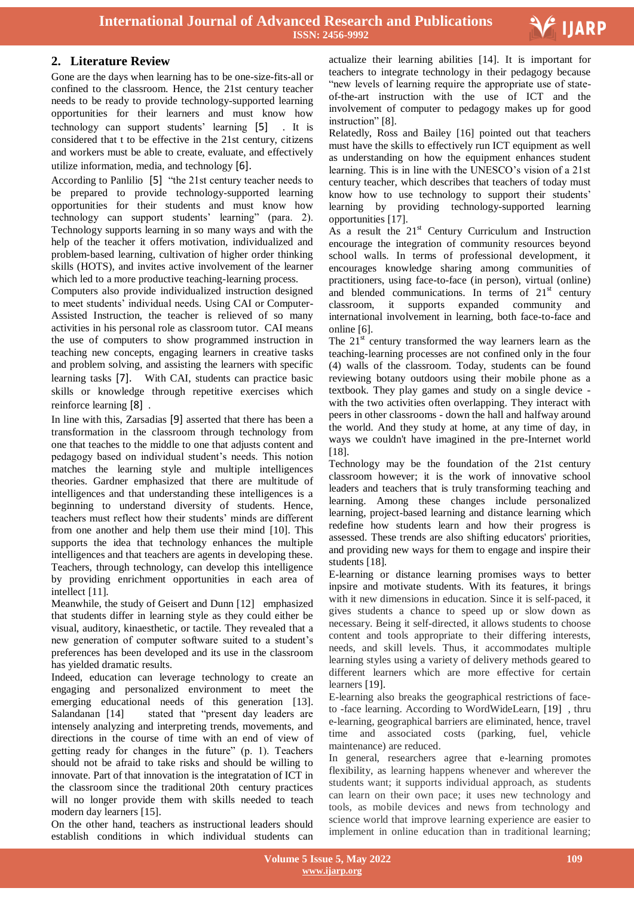## 2. Literature Review

Gone are the days when learning has to be one-size-fits-all or confined to the classroom. Hence, the 21st century teacher needs to be ready to provide technology-supported learning opportunities for their learners and must know how technology can support students' learning [5] . It is considered that t to be effective in the 21st century, citizens and workers must be able to create, evaluate, and effectively utilize information, media, and technology [6].

According to Panlilio [5] "the 21st century teacher needs to be prepared to provide technology-supported learning opportunities for their students and must know how technology can support students' learning" (para. 2). Technology supports learning in so many ways and with the help of the teacher it offers motivation, individualized and problem-based learning, cultivation of higher order thinking skills (HOTS), and invites active involvement of the learner which led to a more productive teaching-learning process.

Computers also provide individualized instruction designed to meet students' individual needs. Using CAI or Computer-Assisted Instruction, the teacher is relieved of so many activities in his personal role as classroom tutor. CAI means the use of computers to show programmed instruction in teaching new concepts, engaging learners in creative tasks and problem solving, and assisting the learners with specific learning tasks [7]. With CAI, students can practice basic skills or knowledge through repetitive exercises which reinforce learning [8] .

In line with this, Zarsadias [9] asserted that there has been a transformation in the classroom through technology from one that teaches to the middle to one that adjusts content and pedagogy based on individual student's needs. This notion matches the learning style and multiple intelligences theories. Gardner emphasized that there are multitude of intelligences and that understanding these intelligences is a beginning to understand diversity of students. Hence, teachers must reflect how their students' minds are different from one another and help them use their mind [10]. This supports the idea that technology enhances the multiple intelligences and that teachers are agents in developing these. Teachers, through technology, can develop this intelligence by providing enrichment opportunities in each area of intellect [11].

Meanwhile, the study of Geisert and Dunn [12] emphasized that students differ in learning style as they could either be visual, auditory, kinaesthetic, or tactile. They revealed that a new generation of computer software suited to a student's preferences has been developed and its use in the classroom has yielded dramatic results.

Indeed, education can leverage technology to create an engaging and personalized environment to meet the emerging educational needs of this generation [13]. Salandanan [14] stated that "present day leaders are intensely analyzing and interpreting trends, movements, and directions in the course of time with an end of view of getting ready for changes in the future" (p. 1). Teachers should not be afraid to take risks and should be willing to innovate. Part of that innovation is the integratation of ICT in the classroom since the traditional 20th century practices will no longer provide them with skills needed to teach modern day learners [15].

On the other hand, teachers as instructional leaders should establish conditions in which individual students can actualize their learning abilities [14]. It is important for teachers to integrate technology in their pedagogy because "new levels of learning require the appropriate use of state-of-the-art instruction with the use of ICT and the involvement of computer to pedagogy makes up for good instruction" [8].

Relatedly, Ross and Bailey [16] pointed out that teachers must have the skills to effectively run ICT equipment as well as understanding on how the equipment enhances student learning. This is in line with the UNESCO's vision of a 21st century teacher, which describes that teachers of today must know how to use technology to support their students' learning by providing technology-supported learning opportunities [17].

As a result the 21st Century Curriculum and Instruction encourage the integration of community resources beyond school walls. In terms of professional development, it encourages knowledge sharing among communities of practitioners, using face-to-face (in person), virtual (online) and blended communications. In terms of 21st century classroom, it supports expanded community and international involvement in learning, both face-to-face and online [6].

The 21st century transformed the way learners learn as the teaching-learning processes are not confined only in the four (4) walls of the classroom. Today, students can be found reviewing botany outdoors using their mobile phone as a textbook. They play games and study on a single device - with the two activities often overlapping. They interact with peers in other classrooms - down the hall and halfway around the world. And they study at home, at any time of day, in ways we couldn't have imagined in the pre-Internet world [18].

Technology may be the foundation of the 21st century classroom however; it is the work of innovative school leaders and teachers that is truly transforming teaching and learning. Among these changes include personalized learning, project-based learning and distance learning which redefine how students learn and how their progress is assessed. These trends are also shifting educators' priorities, and providing new ways for them to engage and inspire their students [18].

E-learning or distance learning promises ways to better inpsire and motivate students. With its features, it brings with it new dimensions in education. Since it is self-paced, it gives students a chance to speed up or slow down as necessary. Being it self-directed, it allows students to choose content and tools appropriate to their differing interests, needs, and skill levels. Thus, it accommodates multiple learning styles using a variety of delivery methods geared to different learners which are more effective for certain learners [19].

E-learning also breaks the geographical restrictions of face-to -face learning. According to WordWideLearn, [19] , thru e-learning, geographical barriers are eliminated, hence, travel time and associated costs (parking, fuel, vehicle maintenance) are reduced.

In general, researchers agree that e-learning promotes flexibility, as learning happens whenever and wherever the students want; it supports individual approach, as students can learn on their own pace; it uses new technology and tools, as mobile devices and news from technology and science world that improve learning experience are easier to implement in online education than in traditional learning;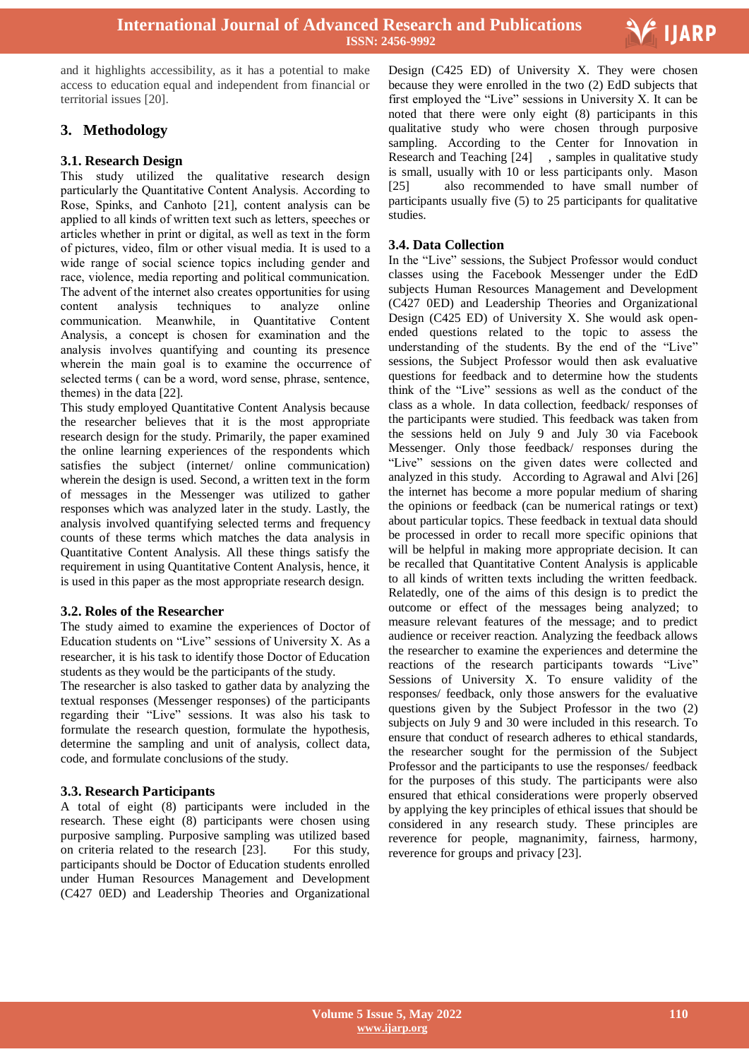and it highlights accessibility, as it has a potential to make access to education equal and independent from financial or territorial issues [20].

## 3. Methodology

### 3.1. Research Design

This study utilized the qualitative research design particularly the Quantitative Content Analysis. According to Rose, Spinks, and Canhoto [21], content analysis can be applied to all kinds of written text such as letters, speeches or articles whether in print or digital, as well as text in the form of pictures, video, film or other visual media. It is used to a wide range of social science topics including gender and race, violence, media reporting and political communication. The advent of the internet also creates opportunities for using content analysis techniques to analyze online communication. Meanwhile, in Quantitative Content Analysis, a concept is chosen for examination and the analysis involves quantifying and counting its presence wherein the main goal is to examine the occurrence of selected terms ( can be a word, word sense, phrase, sentence, themes) in the data [22].

This study employed Quantitative Content Analysis because the researcher believes that it is the most appropriate research design for the study. Primarily, the paper examined the online learning experiences of the respondents which satisfies the subject (internet/ online communication) wherein the design is used. Second, a written text in the form of messages in the Messenger was utilized to gather responses which was analyzed later in the study. Lastly, the analysis involved quantifying selected terms and frequency counts of these terms which matches the data analysis in Quantitative Content Analysis. All these things satisfy the requirement in using Quantitative Content Analysis, hence, it is used in this paper as the most appropriate research design.

### 3.2. Roles of the Researcher

The study aimed to examine the experiences of Doctor of Education students on "Live" sessions of University X. As a researcher, it is his task to identify those Doctor of Education students as they would be the participants of the study.

The researcher is also tasked to gather data by analyzing the textual responses (Messenger responses) of the participants regarding their "Live" sessions. It was also his task to formulate the research question, formulate the hypothesis, determine the sampling and unit of analysis, collect data, code, and formulate conclusions of the study.

### 3.3. Research Participants

A total of eight (8) participants were included in the research. These eight (8) participants were chosen using purposive sampling. Purposive sampling was utilized based on criteria related to the research [23]. For this study, participants should be Doctor of Education students enrolled under Human Resources Management and Development (C427 0ED) and Leadership Theories and Organizational Design (C425 ED) of University X. They were chosen because they were enrolled in the two (2) EdD subjects that first employed the "Live" sessions in University X. It can be noted that there were only eight (8) participants in this qualitative study who were chosen through purposive sampling. According to the Center for Innovation in Research and Teaching [24] , samples in qualitative study is small, usually with 10 or less participants only. Mason [25] also recommended to have small number of participants usually five (5) to 25 participants for qualitative studies.

### 3.4. Data Collection

In the "Live" sessions, the Subject Professor would conduct classes using the Facebook Messenger under the EdD subjects Human Resources Management and Development (C427 0ED) and Leadership Theories and Organizational Design (C425 ED) of University X. She would ask open-ended questions related to the topic to assess the understanding of the students. By the end of the "Live" sessions, the Subject Professor would then ask evaluative questions for feedback and to determine how the students think of the "Live" sessions as well as the conduct of the class as a whole. In data collection, feedback/ responses of the participants were studied. This feedback was taken from the sessions held on July 9 and July 30 via Facebook Messenger. Only those feedback/ responses during the "Live" sessions on the given dates were collected and analyzed in this study. According to Agrawal and Alvi [26] the internet has become a more popular medium of sharing the opinions or feedback (can be numerical ratings or text) about particular topics. These feedback in textual data should be processed in order to recall more specific opinions that will be helpful in making more appropriate decision. It can be recalled that Quantitative Content Analysis is applicable to all kinds of written texts including the written feedback. Relatedly, one of the aims of this design is to predict the outcome or effect of the messages being analyzed; to measure relevant features of the message; and to predict audience or receiver reaction. Analyzing the feedback allows the researcher to examine the experiences and determine the reactions of the research participants towards "Live" Sessions of University X. To ensure validity of the responses/ feedback, only those answers for the evaluative questions given by the Subject Professor in the two (2) subjects on July 9 and 30 were included in this research. To ensure that conduct of research adheres to ethical standards, the researcher sought for the permission of the Subject Professor and the participants to use the responses/ feedback for the purposes of this study. The participants were also ensured that ethical considerations were properly observed by applying the key principles of ethical issues that should be considered in any research study. These principles are reverence for people, magnanimity, fairness, harmony, reverence for groups and privacy [23].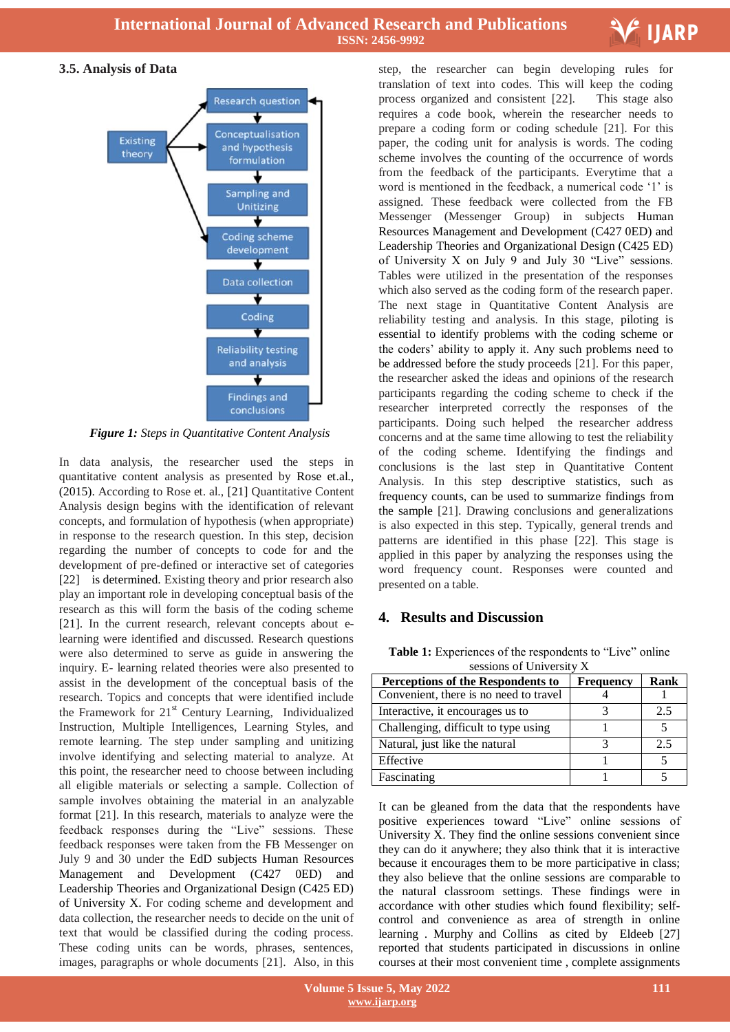### 3.5. Analysis of Data

*Figure 1: Steps in Quantitative Content Analysis*

In data analysis, the researcher used the steps in quantitative content analysis as presented by Rose et.al., (2015). According to Rose et. al., [21] Quantitative Content Analysis design begins with the identification of relevant concepts, and formulation of hypothesis (when appropriate) in response to the research question. In this step, decision regarding the number of concepts to code for and the development of pre-defined or interactive set of categories [22] is determined. Existing theory and prior research also play an important role in developing conceptual basis of the research as this will form the basis of the coding scheme [21]. In the current research, relevant concepts about e-learning were identified and discussed. Research questions were also determined to serve as guide in answering the inquiry. E- learning related theories were also presented to assist in the development of the conceptual basis of the research. Topics and concepts that were identified include the Framework for 21st Century Learning, Individualized Instruction, Multiple Intelligences, Learning Styles, and remote learning. The step under sampling and unitizing involve identifying and selecting material to analyze. At this point, the researcher need to choose between including all eligible materials or selecting a sample. Collection of sample involves obtaining the material in an analyzable format [21]. In this research, materials to analyze were the feedback responses during the "Live" sessions. These feedback responses were taken from the FB Messenger on July 9 and 30 under the EdD subjects Human Resources Management and Development (C427 0ED) and Leadership Theories and Organizational Design (C425 ED) of University X. For coding scheme and development and data collection, the researcher needs to decide on the unit of text that would be classified during the coding process. These coding units can be words, phrases, sentences, images, paragraphs or whole documents [21]. Also, in this step, the researcher can begin developing rules for translation of text into codes. This will keep the coding process organized and consistent [22]. This stage also requires a code book, wherein the researcher needs to prepare a coding form or coding schedule [21]. For this paper, the coding unit for analysis is words. The coding scheme involves the counting of the occurrence of words from the feedback of the participants. Everytime that a word is mentioned in the feedback, a numerical code '1' is assigned. These feedback were collected from the FB Messenger (Messenger Group) in subjects Human Resources Management and Development (C427 0ED) and Leadership Theories and Organizational Design (C425 ED) of University X on July 9 and July 30 "Live" sessions. Tables were utilized in the presentation of the responses which also served as the coding form of the research paper. The next stage in Quantitative Content Analysis are reliability testing and analysis. In this stage, piloting is essential to identify problems with the coding scheme or the coders' ability to apply it. Any such problems need to be addressed before the study proceeds [21]. For this paper, the researcher asked the ideas and opinions of the research participants regarding the coding scheme to check if the researcher interpreted correctly the responses of the participants. Doing such helped the researcher address concerns and at the same time allowing to test the reliability of the coding scheme. Identifying the findings and conclusions is the last step in Quantitative Content Analysis. In this step descriptive statistics, such as frequency counts, can be used to summarize findings from the sample [21]. Drawing conclusions and generalizations is also expected in this step. Typically, general trends and patterns are identified in this phase [22]. This stage is applied in this paper by analyzing the responses using the word frequency count. Responses were counted and presented on a table.

## 4. Results and Discussion

**Table 1:** Experiences of the respondents to "Live" online sessions of University X

| Perceptions of the Respondents to | Frequency | Rank |
|---|---|---|
| Convenient, there is no need to travel | 4 | 1 |
| Interactive, it encourages us to | 3 | 2.5 |
| Challenging, difficult to type using | 1 | 5 |
| Natural, just like the natural | 3 | 2.5 |
| Effective | 1 | 5 |
| Fascinating | 1 | 5 |

It can be gleaned from the data that the respondents have positive experiences toward "Live" online sessions of University X. They find the online sessions convenient since they can do it anywhere; they also think that it is interactive because it encourages them to be more participative in class; they also believe that the online sessions are comparable to the natural classroom settings. These findings were in accordance with other studies which found flexibility; self-control and convenience as area of strength in online learning . Murphy and Collins as cited by Eldeeb [27] reported that students participated in discussions in online courses at their most convenient time , complete assignments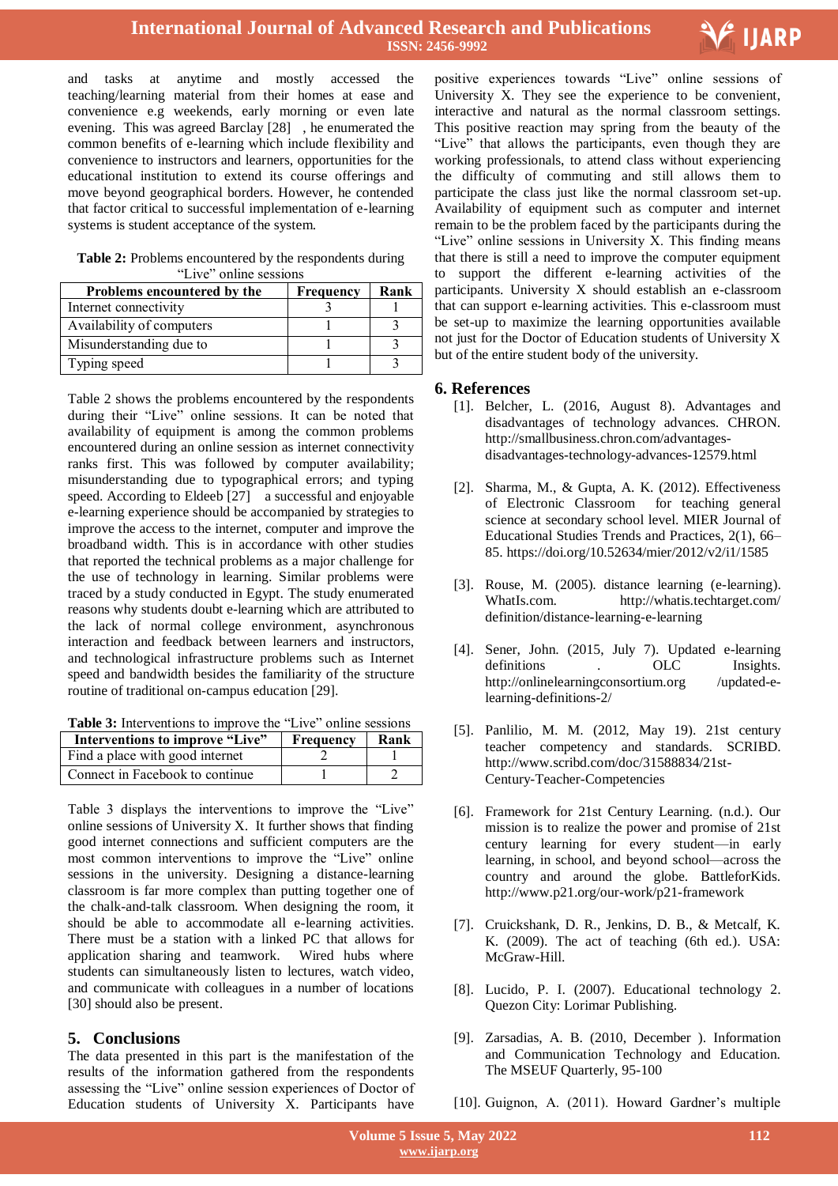and tasks at anytime and mostly accessed the teaching/learning material from their homes at ease and convenience e.g weekends, early morning or even late evening. This was agreed Barclay [28] , he enumerated the common benefits of e-learning which include flexibility and convenience to instructors and learners, opportunities for the educational institution to extend its course offerings and move beyond geographical borders. However, he contended that factor critical to successful implementation of e-learning systems is student acceptance of the system.

**Table 2:** Problems encountered by the respondents during "Live" online sessions

| Problems encountered by the | Frequency | Rank |
|---|---|---|
| Internet connectivity | 3 | 1 |
| Availability of computers | 1 | 3 |
| Misunderstanding due to | 1 | 3 |
| Typing speed | 1 | 3 |

Table 2 shows the problems encountered by the respondents during their "Live" online sessions. It can be noted that availability of equipment is among the common problems encountered during an online session as internet connectivity ranks first. This was followed by computer availability; misunderstanding due to typographical errors; and typing speed. According to Eldeeb [27] a successful and enjoyable e-learning experience should be accompanied by strategies to improve the access to the internet, computer and improve the broadband width. This is in accordance with other studies that reported the technical problems as a major challenge for the use of technology in learning. Similar problems were traced by a study conducted in Egypt. The study enumerated reasons why students doubt e-learning which are attributed to the lack of normal college environment, asynchronous interaction and feedback between learners and instructors, and technological infrastructure problems such as Internet speed and bandwidth besides the familiarity of the structure routine of traditional on-campus education [29].

**Table 3:** Interventions to improve the "Live" online sessions

| Interventions to improve "Live" | Frequency | Rank |
|---|---|---|
| Find a place with good internet | 2 | 1 |
| Connect in Facebook to continue | 1 | 2 |

Table 3 displays the interventions to improve the "Live" online sessions of University X. It further shows that finding good internet connections and sufficient computers are the most common interventions to improve the "Live" online sessions in the university. Designing a distance-learning classroom is far more complex than putting together one of the chalk-and-talk classroom. When designing the room, it should be able to accommodate all e-learning activities. There must be a station with a linked PC that allows for application sharing and teamwork. Wired hubs where students can simultaneously listen to lectures, watch video, and communicate with colleagues in a number of locations [30] should also be present.

## 5. Conclusions

The data presented in this part is the manifestation of the results of the information gathered from the respondents assessing the "Live" online session experiences of Doctor of Education students of University X. Participants have positive experiences towards "Live" online sessions of University X. They see the experience to be convenient, interactive and natural as the normal classroom settings. This positive reaction may spring from the beauty of the "Live" that allows the participants, even though they are working professionals, to attend class without experiencing the difficulty of commuting and still allows them to participate the class just like the normal classroom set-up. Availability of equipment such as computer and internet remain to be the problem faced by the participants during the "Live" online sessions in University X. This finding means that there is still a need to improve the computer equipment to support the different e-learning activities of the participants. University X should establish an e-classroom that can support e-learning activities. This e-classroom must be set-up to maximize the learning opportunities available not just for the Doctor of Education students of University X but of the entire student body of the university.

## 6. References

[1]. Belcher, L. (2016, August 8). Advantages and disadvantages of technology advances. CHRON. http://smallbusiness.chron.com/advantages-disadvantages-technology-advances-12579.html

[2]. Sharma, M., & Gupta, A. K. (2012). Effectiveness of Electronic Classroom for teaching general science at secondary school level. MIER Journal of Educational Studies Trends and Practices, 2(1), 66–85. https://doi.org/10.52634/mier/2012/v2/i1/1585

[3]. Rouse, M. (2005). distance learning (e-learning). WhatIs.com. http://whatis.techtarget.com/definition/distance-learning-e-learning

[4]. Sener, John. (2015, July 7). Updated e-learning definitions . OLC Insights. http://onlinelearningconsortium.org /updated-e-learning-definitions-2/

[5]. Panlilio, M. M. (2012, May 19). 21st century teacher competency and standards. SCRIBD. http://www.scribd.com/doc/31588834/21st-Century-Teacher-Competencies

[6]. Framework for 21st Century Learning. (n.d.). Our mission is to realize the power and promise of 21st century learning for every student—in early learning, in school, and beyond school—across the country and around the globe. BattleforKids. http://www.p21.org/our-work/p21-framework

[7]. Cruickshank, D. R., Jenkins, D. B., & Metcalf, K. K. (2009). The act of teaching (6th ed.). USA: McGraw-Hill.

[8]. Lucido, P. I. (2007). Educational technology 2. Quezon City: Lorimar Publishing.

[9]. Zarsadias, A. B. (2010, December ). Information and Communication Technology and Education. The MSEUF Quarterly, 95-100

[10]. Guignon, A. (2011). Howard Gardner's multiple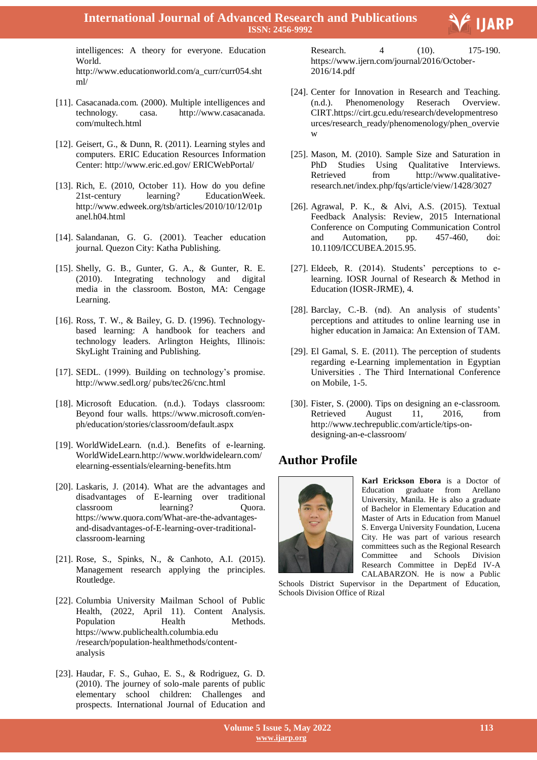intelligences: A theory for everyone. Education World. http://www.educationworld.com/a_curr/curr054.shtml/

[11]. Casacanada.com. (2000). Multiple intelligences and technology. casa. http://www.casacanada.com/multech.html

[12]. Geisert, G., & Dunn, R. (2011). Learning styles and computers. ERIC Education Resources Information Center: http://www.eric.ed.gov/ ERICWebPortal/

[13]. Rich, E. (2010, October 11). How do you define 21st-century learning? EducationWeek. http://www.edweek.org/tsb/articles/2010/10/12/01panel.h04.html

[14]. Salandanan, G. G. (2001). Teacher education journal. Quezon City: Katha Publishing.

[15]. Shelly, G. B., Gunter, G. A., & Gunter, R. E. (2010). Integrating technology and digital media in the classroom. Boston, MA: Cengage Learning.

[16]. Ross, T. W., & Bailey, G. D. (1996). Technology-based learning: A handbook for teachers and technology leaders. Arlington Heights, Illinois: SkyLight Training and Publishing.

[17]. SEDL. (1999). Building on technology's promise. http://www.sedl.org/ pubs/tec26/cnc.html

[18]. Microsoft Education. (n.d.). Todays classroom: Beyond four walls. https://www.microsoft.com/en-ph/education/stories/classroom/default.aspx

[19]. WorldWideLearn. (n.d.). Benefits of e-learning. WorldWideLearn.http://www.worldwidelearn.com/elearning-essentials/elearning-benefits.htm

[20]. Laskaris, J. (2014). What are the advantages and disadvantages of E-learning over traditional classroom learning? Quora. https://www.quora.com/What-are-the-advantages-and-disadvantages-of-E-learning-over-traditional-classroom-learning

[21]. Rose, S., Spinks, N., & Canhoto, A.I. (2015). Management research applying the principles. Routledge.

[22]. Columbia University Mailman School of Public Health, (2022, April 11). Content Analysis. Population Health Methods. https://www.publichealth.columbia.edu /research/population-healthmethods/content-analysis

[23]. Haudar, F. S., Guhao, E. S., & Rodriguez, G. D. (2010). The journey of solo-male parents of public elementary school children: Challenges and prospects. International Journal of Education and Research. 4 (10). 175-190. https://www.ijern.com/journal/2016/October-2016/14.pdf

[24]. Center for Innovation in Research and Teaching. (n.d.). Phenomenology Reserach Overview. CIRT.https://cirt.gcu.edu/research/developmentresources/research_ready/phenomenology/phen_overview

[25]. Mason, M. (2010). Sample Size and Saturation in PhD Studies Using Qualitative Interviews. Retrieved from http://www.qualitative-research.net/index.php/fqs/article/view/1428/3027

[26]. Agrawal, P. K., & Alvi, A.S. (2015). Textual Feedback Analysis: Review, 2015 International Conference on Computing Communication Control and Automation, pp. 457-460, doi: 10.1109/ICCUBEA.2015.95.

[27]. Eldeeb, R. (2014). Students' perceptions to e-learning. IOSR Journal of Research & Method in Education (IOSR-JRME), 4.

[28]. Barclay, C.-B. (nd). An analysis of students' perceptions and attitudes to online learning use in higher education in Jamaica: An Extension of TAM.

[29]. El Gamal, S. E. (2011). The perception of students regarding e-Learning implementation in Egyptian Universities . The Third International Conference on Mobile, 1-5.

[30]. Fister, S. (2000). Tips on designing an e-classroom. Retrieved August 11, 2016, from http://www.techrepublic.com/article/tips-on-designing-an-e-classroom/

## Author Profile

**Karl Erickson Ebora** is a Doctor of Education graduate from Arellano University, Manila. He is also a graduate of Bachelor in Elementary Education and Master of Arts in Education from Manuel S. Enverga University Foundation, Lucena City. He was part of various research committees such as the Regional Research Committee and Schools Division Research Committee in DepEd IV-A CALABARZON. He is now a Public Schools District Supervisor in the Department of Education, Schools Division Office of Rizal